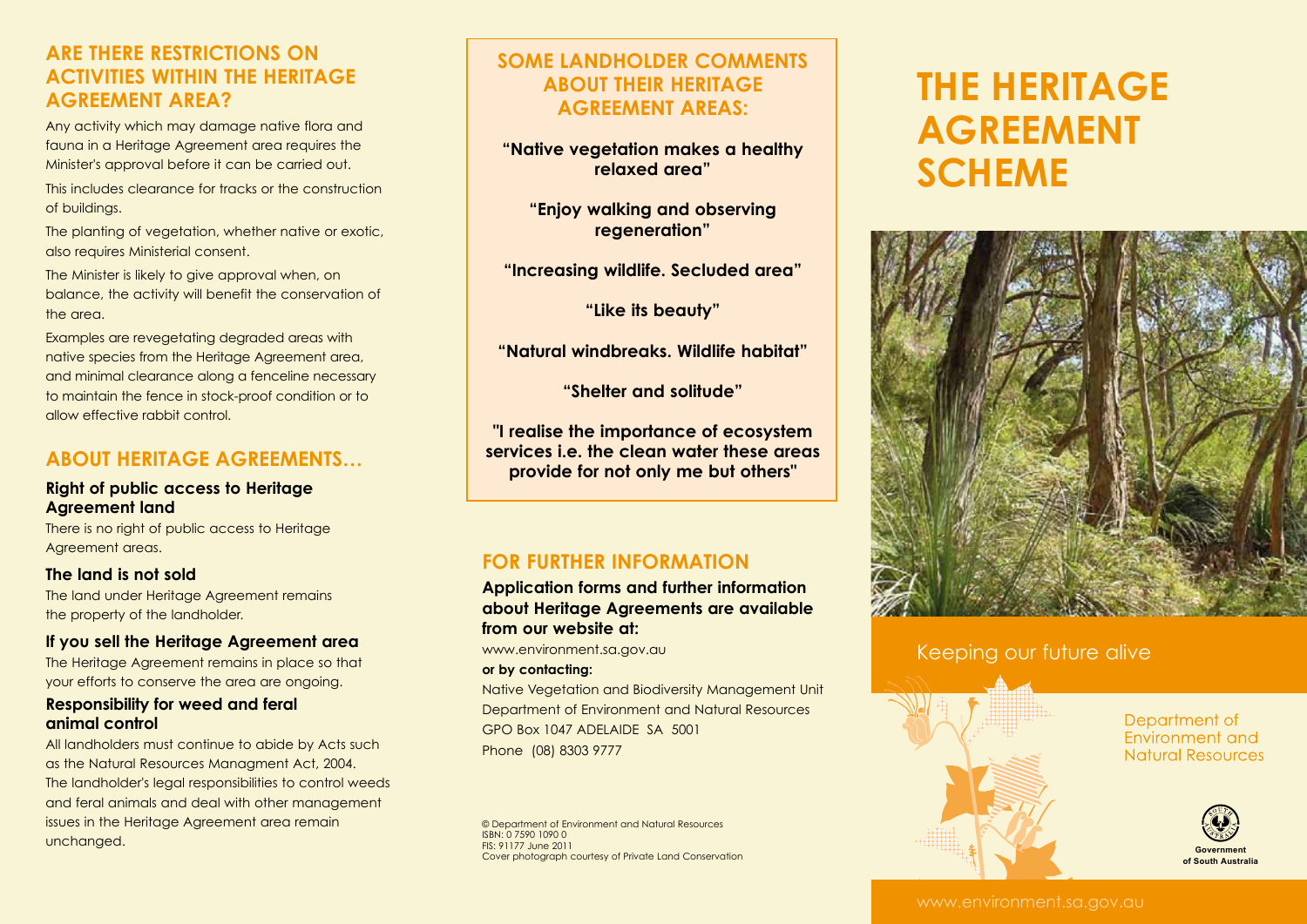## ARE THERE RESTRICTIONS ON ACTIVITIES WITHIN THE HERITAGE AGREEMENT AREA?

Any activity which may damage native flora and fauna in a Heritage Agreement area requires the Minister's approval before it can be carried out.

This includes clearance for tracks or the construction of buildings.

The planting of vegetation, whether native or exotic, also requires Ministerial consent.

The Minister is likely to give approval when, on balance, the activity will benefit the conservation of the area.

Examples are revegetating degraded areas with native species from the Heritage Agreement area, and minimal clearance along a fenceline necessary to maintain the fence in stock-proof condition or to allow effective rabbit control.

## ABOUT HERITAGE AGREEMENTS…

### Right of public access to Heritage Agreement land

There is no right of public access to Heritage Agreement areas.

### The land is not sold

The land under Heritage Agreement remains the property of the landholder.

### If you sell the Heritage Agreement area

The Heritage Agreement remains in place so that your efforts to conserve the area are ongoing.

### Responsibility for weed and feral animal control

All landholders must continue to abide by Acts such as the Natural Resources Managment Act, 2004. The landholder's legal responsibilities to control weeds and feral animals and deal with other management issues in the Heritage Agreement area remain unchanged.

## SOME LANDHOLDER COMMENTS ABOUT THEIR HERITAGE AGREEMENT AREAS:

**"Native vegetation makes a healthy relaxed area"**

**"Enjoy walking and observing regeneration"**

**"Increasing wildlife. Secluded area"**

**"Like its beauty"**

**"Natural windbreaks. Wildlife habitat"**

**"Shelter and solitude"**

**"I realise the importance of ecosystem services i.e. the clean water these areas provide for not only me but others"**

## FOR FURTHER INFORMATION

**Application forms and further information about Heritage Agreements are available from our website at:**

www.environment.sa.gov.au

**or by contacting:**

Native Vegetation and Biodiversity Management Unit
Department of Environment and Natural Resources
GPO Box 1047 ADELAIDE SA 5001
Phone (08) 8303 9777

© Department of Environment and Natural Resources
ISBN: 0 7590 1090 0
FIS: 91177 June 2011
Cover photograph courtesy of Private Land Conservation

# THE HERITAGE AGREEMENT SCHEME

Keeping our future alive

Department of Environment and Natural Resources

Government of South Australia

www.environment.sa.gov.au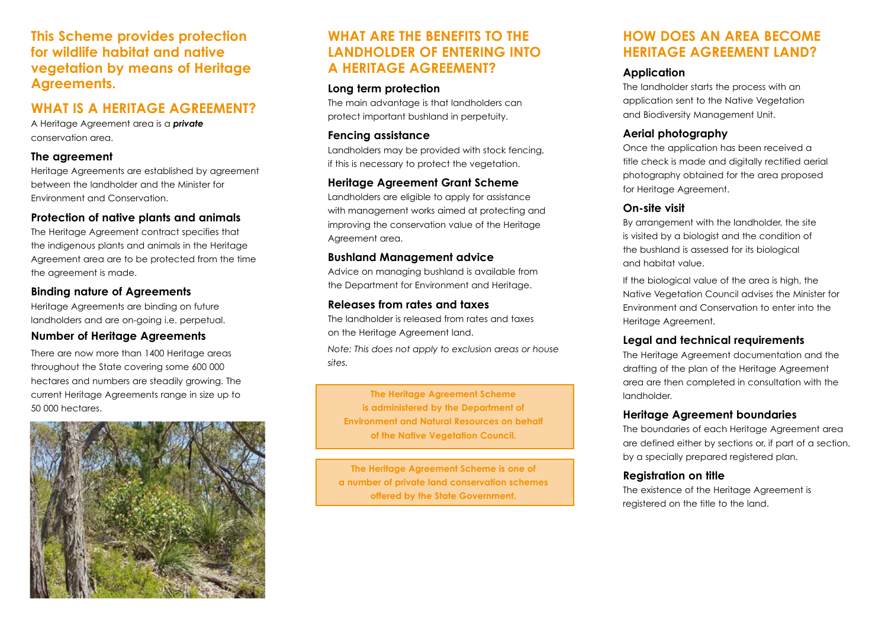## This Scheme provides protection for wildlife habitat and native vegetation by means of Heritage Agreements.

## WHAT IS A HERITAGE AGREEMENT?

A Heritage Agreement area is a ***private*** conservation area.

### The agreement

Heritage Agreements are established by agreement between the landholder and the Minister for Environment and Conservation.

### Protection of native plants and animals

The Heritage Agreement contract specifies that the indigenous plants and animals in the Heritage Agreement area are to be protected from the time the agreement is made.

### Binding nature of Agreements

Heritage Agreements are binding on future landholders and are on-going i.e. perpetual.

### Number of Heritage Agreements

There are now more than 1400 Heritage areas throughout the State covering some 600 000 hectares and numbers are steadily growing. The current Heritage Agreements range in size up to 50 000 hectares.

## WHAT ARE THE BENEFITS TO THE LANDHOLDER OF ENTERING INTO A HERITAGE AGREEMENT?

### Long term protection

The main advantage is that landholders can protect important bushland in perpetuity.

### Fencing assistance

Landholders may be provided with stock fencing, if this is necessary to protect the vegetation.

### Heritage Agreement Grant Scheme

Landholders are eligible to apply for assistance with management works aimed at protecting and improving the conservation value of the Heritage Agreement area.

### Bushland Management advice

Advice on managing bushland is available from the Department for Environment and Heritage.

### Releases from rates and taxes

The landholder is released from rates and taxes on the Heritage Agreement land.

*Note: This does not apply to exclusion areas or house sites.*

**The Heritage Agreement Scheme is administered by the Department of Environment and Natural Resources on behalf of the Native Vegetation Council.**

**The Heritage Agreement Scheme is one of a number of private land conservation schemes offered by the State Government.**

## HOW DOES AN AREA BECOME HERITAGE AGREEMENT LAND?

### Application

The landholder starts the process with an application sent to the Native Vegetation and Biodiversity Management Unit.

### Aerial photography

Once the application has been received a title check is made and digitally rectified aerial photography obtained for the area proposed for Heritage Agreement.

### On-site visit

By arrangement with the landholder, the site is visited by a biologist and the condition of the bushland is assessed for its biological and habitat value.

If the biological value of the area is high, the Native Vegetation Council advises the Minister for Environment and Conservation to enter into the Heritage Agreement.

### Legal and technical requirements

The Heritage Agreement documentation and the drafting of the plan of the Heritage Agreement area are then completed in consultation with the landholder.

### Heritage Agreement boundaries

The boundaries of each Heritage Agreement area are defined either by sections or, if part of a section, by a specially prepared registered plan.

### Registration on title

The existence of the Heritage Agreement is registered on the title to the land.